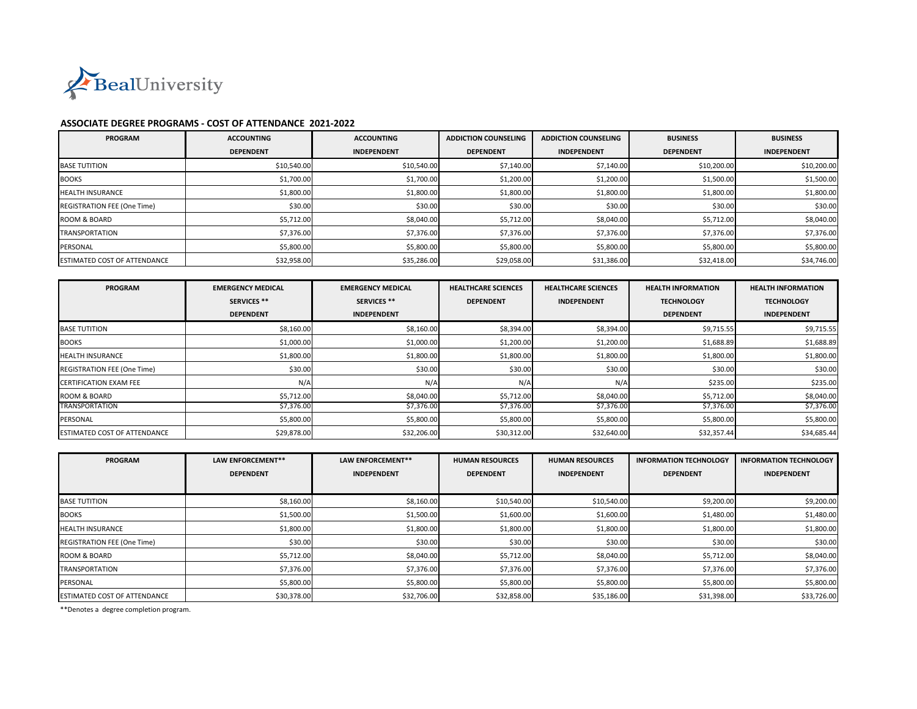BealUniversity

## ASSOCIATE DEGREE PROGRAMS - COST OF ATTENDANCE 2021-2022

| PROGRAM | ACCOUNTING DEPENDENT | ACCOUNTING INDEPENDENT | ADDICTION COUNSELING DEPENDENT | ADDICTION COUNSELING INDEPENDENT | BUSINESS DEPENDENT | BUSINESS INDEPENDENT |
|---|---|---|---|---|---|---|
| BASE TUTITION | $10,540.00 | $10,540.00 | $7,140.00 | $7,140.00 | $10,200.00 | $10,200.00 |
| BOOKS | $1,700.00 | $1,700.00 | $1,200.00 | $1,200.00 | $1,500.00 | $1,500.00 |
| HEALTH INSURANCE | $1,800.00 | $1,800.00 | $1,800.00 | $1,800.00 | $1,800.00 | $1,800.00 |
| REGISTRATION FEE (One Time) | $30.00 | $30.00 | $30.00 | $30.00 | $30.00 | $30.00 |
| ROOM & BOARD | $5,712.00 | $8,040.00 | $5,712.00 | $8,040.00 | $5,712.00 | $8,040.00 |
| TRANSPORTATION | $7,376.00 | $7,376.00 | $7,376.00 | $7,376.00 | $7,376.00 | $7,376.00 |
| PERSONAL | $5,800.00 | $5,800.00 | $5,800.00 | $5,800.00 | $5,800.00 | $5,800.00 |
| ESTIMATED COST OF ATTENDANCE | $32,958.00 | $35,286.00 | $29,058.00 | $31,386.00 | $32,418.00 | $34,746.00 |

| PROGRAM | EMERGENCY MEDICAL SERVICES ** DEPENDENT | EMERGENCY MEDICAL SERVICES ** INDEPENDENT | HEALTHCARE SCIENCES DEPENDENT | HEALTHCARE SCIENCES INDEPENDENT | HEALTH INFORMATION TECHNOLOGY DEPENDENT | HEALTH INFORMATION TECHNOLOGY INDEPENDENT |
|---|---|---|---|---|---|---|
| BASE TUTITION | $8,160.00 | $8,160.00 | $8,394.00 | $8,394.00 | $9,715.55 | $9,715.55 |
| BOOKS | $1,000.00 | $1,000.00 | $1,200.00 | $1,200.00 | $1,688.89 | $1,688.89 |
| HEALTH INSURANCE | $1,800.00 | $1,800.00 | $1,800.00 | $1,800.00 | $1,800.00 | $1,800.00 |
| REGISTRATION FEE (One Time) | $30.00 | $30.00 | $30.00 | $30.00 | $30.00 | $30.00 |
| CERTIFICATION EXAM FEE | N/A | N/A | N/A | N/A | $235.00 | $235.00 |
| ROOM & BOARD | $5,712.00 | $8,040.00 | $5,712.00 | $8,040.00 | $5,712.00 | $8,040.00 |
| TRANSPORTATION | $7,376.00 | $7,376.00 | $7,376.00 | $7,376.00 | $7,376.00 | $7,376.00 |
| PERSONAL | $5,800.00 | $5,800.00 | $5,800.00 | $5,800.00 | $5,800.00 | $5,800.00 |
| ESTIMATED COST OF ATTENDANCE | $29,878.00 | $32,206.00 | $30,312.00 | $32,640.00 | $32,357.44 | $34,685.44 |

| PROGRAM | LAW ENFORCEMENT** DEPENDENT | LAW ENFORCEMENT** INDEPENDENT | HUMAN RESOURCES DEPENDENT | HUMAN RESOURCES INDEPENDENT | INFORMATION TECHNOLOGY DEPENDENT | INFORMATION TECHNOLOGY INDEPENDENT |
|---|---|---|---|---|---|---|
| BASE TUTITION | $8,160.00 | $8,160.00 | $10,540.00 | $10,540.00 | $9,200.00 | $9,200.00 |
| BOOKS | $1,500.00 | $1,500.00 | $1,600.00 | $1,600.00 | $1,480.00 | $1,480.00 |
| HEALTH INSURANCE | $1,800.00 | $1,800.00 | $1,800.00 | $1,800.00 | $1,800.00 | $1,800.00 |
| REGISTRATION FEE (One Time) | $30.00 | $30.00 | $30.00 | $30.00 | $30.00 | $30.00 |
| ROOM & BOARD | $5,712.00 | $8,040.00 | $5,712.00 | $8,040.00 | $5,712.00 | $8,040.00 |
| TRANSPORTATION | $7,376.00 | $7,376.00 | $7,376.00 | $7,376.00 | $7,376.00 | $7,376.00 |
| PERSONAL | $5,800.00 | $5,800.00 | $5,800.00 | $5,800.00 | $5,800.00 | $5,800.00 |
| ESTIMATED COST OF ATTENDANCE | $30,378.00 | $32,706.00 | $32,858.00 | $35,186.00 | $31,398.00 | $33,726.00 |

**Denotes a degree completion program.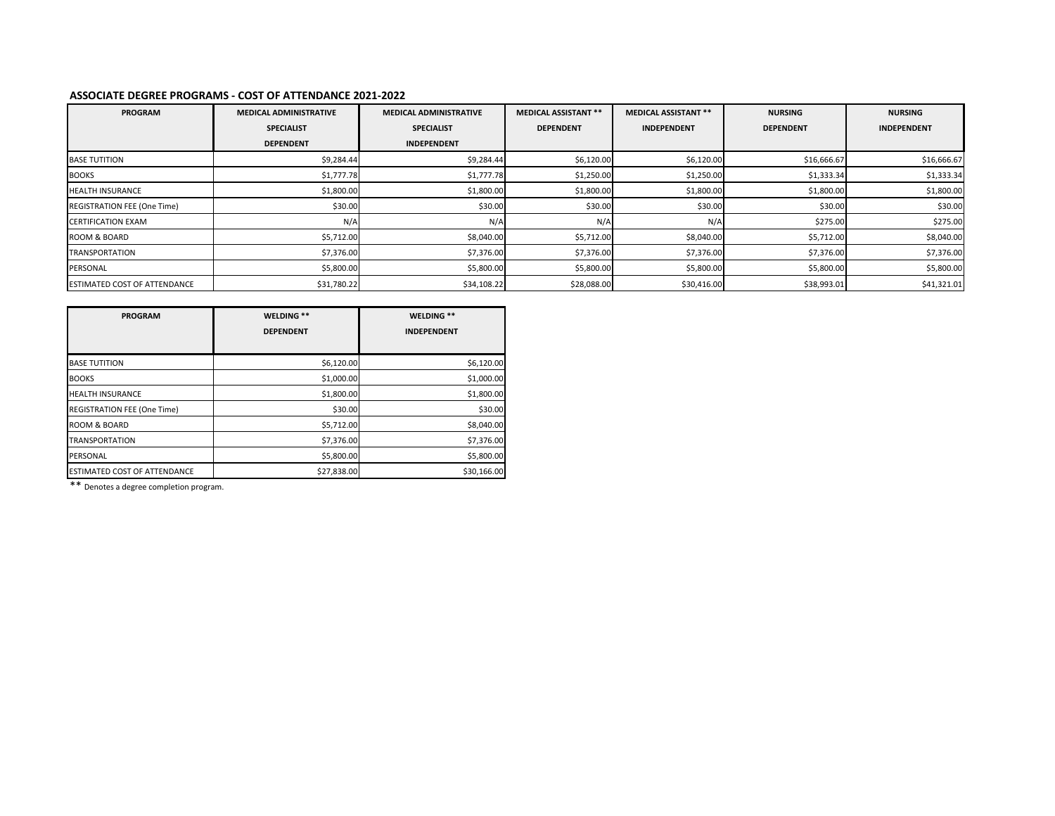**ASSOCIATE DEGREE PROGRAMS - COST OF ATTENDANCE 2021-2022**

| PROGRAM | MEDICAL ADMINISTRATIVE SPECIALIST DEPENDENT | MEDICAL ADMINISTRATIVE SPECIALIST INDEPENDENT | MEDICAL ASSISTANT ** DEPENDENT | MEDICAL ASSISTANT ** INDEPENDENT | NURSING DEPENDENT | NURSING INDEPENDENT |
|---|---|---|---|---|---|---|
| BASE TUTITION | $9,284.44 | $9,284.44 | $6,120.00 | $6,120.00 | $16,666.67 | $16,666.67 |
| BOOKS | $1,777.78 | $1,777.78 | $1,250.00 | $1,250.00 | $1,333.34 | $1,333.34 |
| HEALTH INSURANCE | $1,800.00 | $1,800.00 | $1,800.00 | $1,800.00 | $1,800.00 | $1,800.00 |
| REGISTRATION FEE (One Time) | $30.00 | $30.00 | $30.00 | $30.00 | $30.00 | $30.00 |
| CERTIFICATION EXAM | N/A | N/A | N/A | N/A | $275.00 | $275.00 |
| ROOM & BOARD | $5,712.00 | $8,040.00 | $5,712.00 | $8,040.00 | $5,712.00 | $8,040.00 |
| TRANSPORTATION | $7,376.00 | $7,376.00 | $7,376.00 | $7,376.00 | $7,376.00 | $7,376.00 |
| PERSONAL | $5,800.00 | $5,800.00 | $5,800.00 | $5,800.00 | $5,800.00 | $5,800.00 |
| ESTIMATED COST OF ATTENDANCE | $31,780.22 | $34,108.22 | $28,088.00 | $30,416.00 | $38,993.01 | $41,321.01 |

| PROGRAM | WELDING ** DEPENDENT | WELDING ** INDEPENDENT |
|---|---|---|
| BASE TUTITION | $6,120.00 | $6,120.00 |
| BOOKS | $1,000.00 | $1,000.00 |
| HEALTH INSURANCE | $1,800.00 | $1,800.00 |
| REGISTRATION FEE (One Time) | $30.00 | $30.00 |
| ROOM & BOARD | $5,712.00 | $8,040.00 |
| TRANSPORTATION | $7,376.00 | $7,376.00 |
| PERSONAL | $5,800.00 | $5,800.00 |
| ESTIMATED COST OF ATTENDANCE | $27,838.00 | $30,166.00 |

** Denotes a degree completion program.